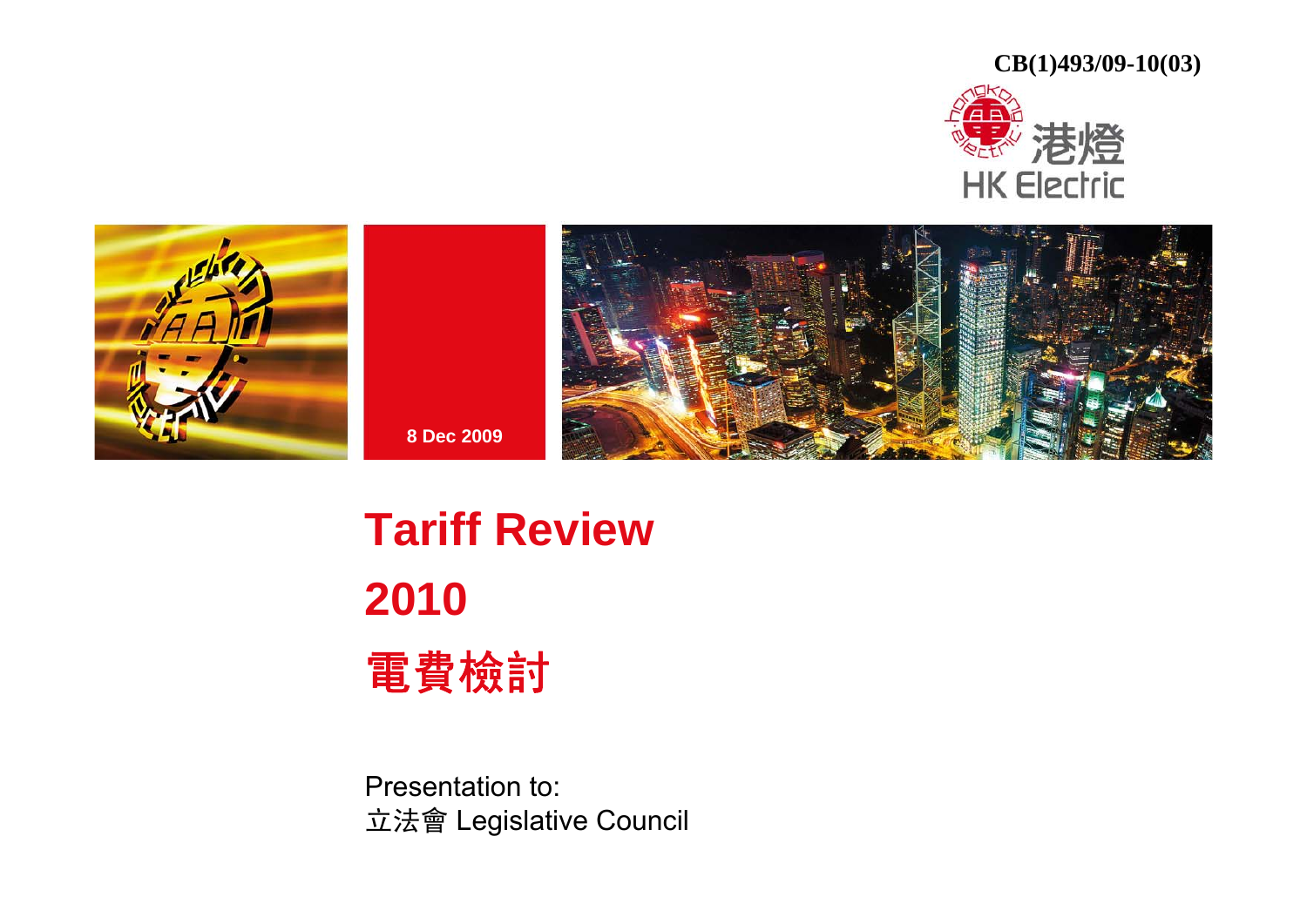CB(1)493/09-10(03)

港燈 HK Electric

8 Dec 2009

# Tariff Review 2010

# 電費檢討

Presentation to:
立法會 Legislative Council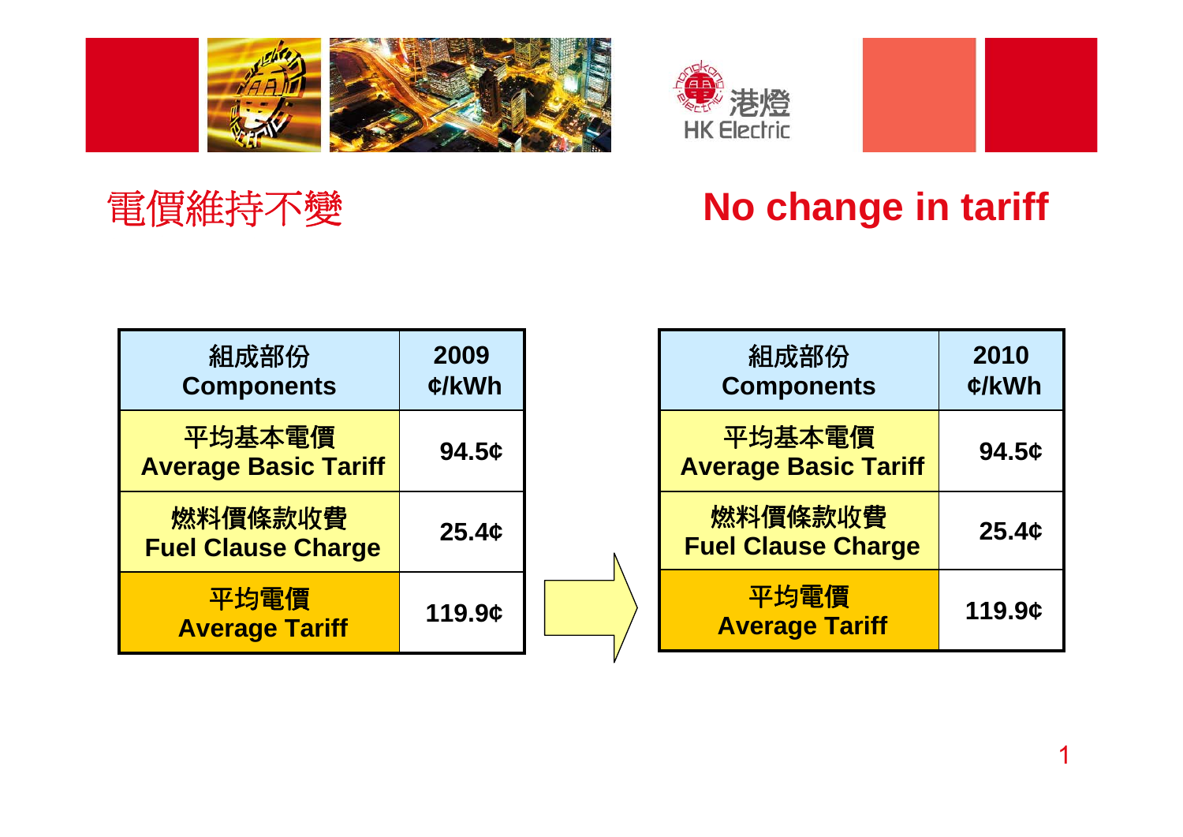# 電價維持不變

# No change in tariff

| 組成部份 Components | 2009 ¢/kWh |
|---|---|
| 平均基本電價 Average Basic Tariff | 94.5¢ |
| 燃料價條款收費 Fuel Clause Charge | 25.4¢ |
| 平均電價 Average Tariff | 119.9¢ |

| 組成部份 Components | 2010 ¢/kWh |
|---|---|
| 平均基本電價 Average Basic Tariff | 94.5¢ |
| 燃料價條款收費 Fuel Clause Charge | 25.4¢ |
| 平均電價 Average Tariff | 119.9¢ |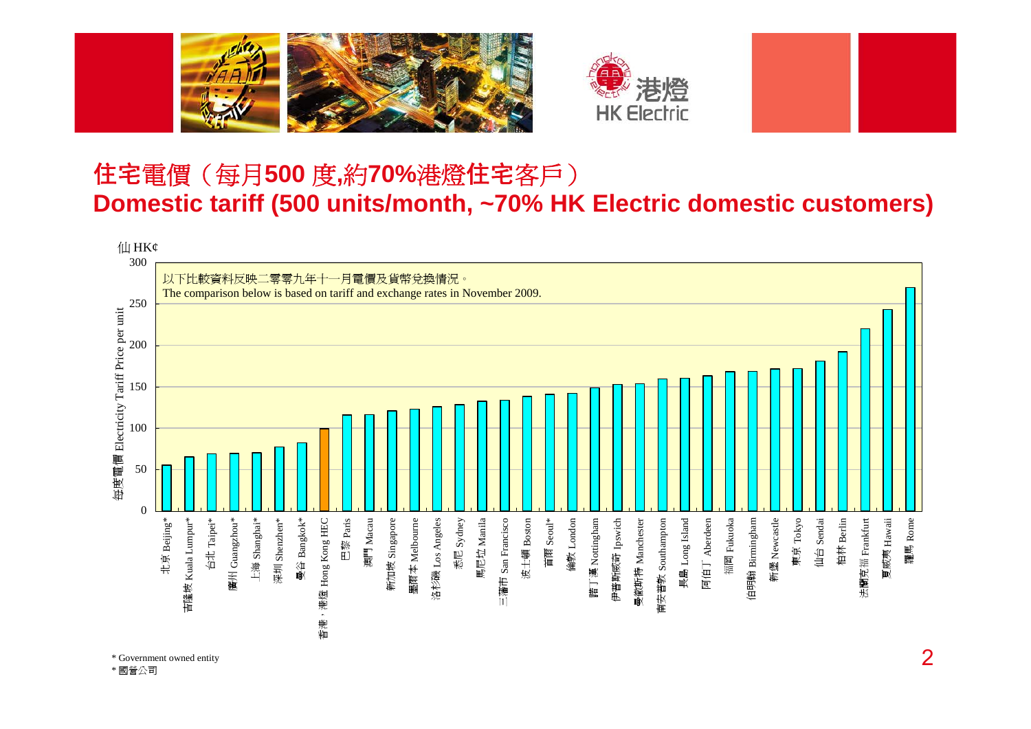## 住宅電價（每月500 度,約70%港燈住宅客戶）
## Domestic tariff (500 units/month, ~70% HK Electric domestic customers)

以下比較資料反映二零零九年十一月電價及貨幣兌換情況。
The comparison below is based on tariff and exchange rates in November 2009.

仙 HK¢

每度電價 Electricity Tariff Price per unit

| City | Price (HK¢, approx.) |
|---|---|
| 北京 Beijing* | 55 |
| 吉隆坡 Kuala Lumpur* | 65 |
| 台北 Taipei* | 69 |
| 廣州 Guangzhou* | 69 |
| 上海 Shanghai* | 70 |
| 深圳 Shenzhen* | 77 |
| 曼谷 Bangkok* | 82 |
| 香港，港燈 Hong Kong HEC | 99 |
| 巴黎 Paris | 116 |
| 澳門 Macau | 116 |
| 新加坡 Singapore | 121 |
| 墨爾本 Melbourne | 123 |
| 洛杉磯 Los Angeles | 126 |
| 悉尼 Sydney | 128 |
| 馬尼拉 Manila | 132 |
| 三藩市 San Francisco | 133 |
| 波士頓 Boston | 139 |
| 首爾 Seoul* | 141 |
| 倫敦 London | 142 |
| 諾丁漢 Nottingham | 149 |
| 伊普斯威奇 Ipswich | 153 |
| 曼徹斯特 Manchester | 154 |
| 南安普敦 Southampton | 160 |
| 長島 Long Island | 160 |
| 阿伯丁 Aberdeen | 163 |
| 福岡 Fukuoka | 168 |
| 伯明翰 Birmingham | 168 |
| 新堡 Newcastle | 172 |
| 東京 Tokyo | 172 |
| 仙台 Sendai | 181 |
| 柏林 Berlin | 192 |
| 法蘭克福 Frankfurt | 220 |
| 夏威夷 Hawaii | 243 |
| 羅馬 Rome | 270 |

\* Government owned entity
\* 國營公司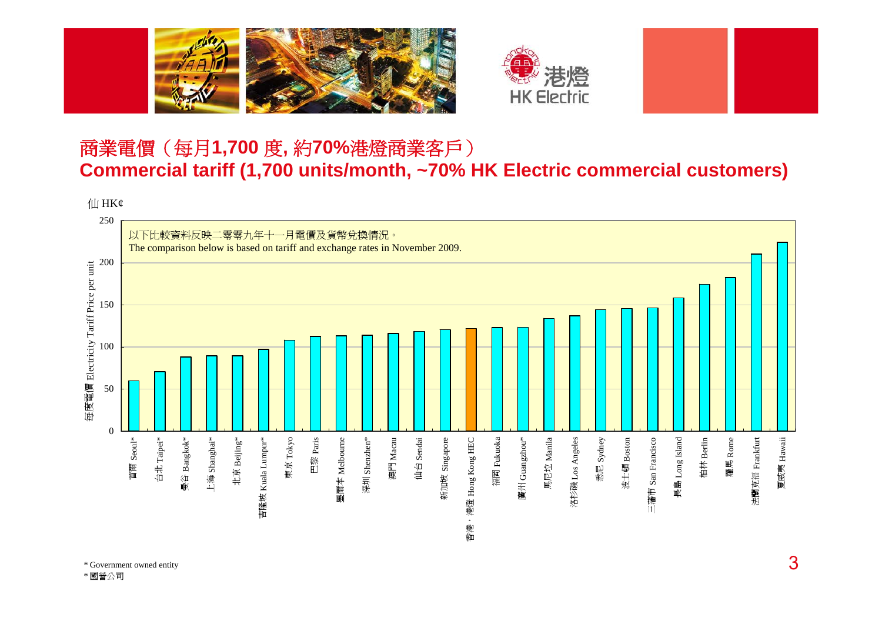## 商業電價（每月**1,700** 度, 約**70%**港燈商業客戶）
## Commercial tariff (1,700 units/month, ~70% HK Electric commercial customers)

仙 HK¢

以下比較資料反映二零零九年十一月電價及貨幣兌換情況。
The comparison below is based on tariff and exchange rates in November 2009.

每度電價 Electricity Tariff Price per unit

首爾 Seoul*, 台北 Taipei*, 曼谷 Bangkok*, 上海 Shanghai*, 北京 Beijing*, 吉隆坡 Kuala Lumpur*, 東京 Tokyo, 巴黎 Paris, 墨爾本 Melbourne, 深圳 Shenzhen*, 澳門 Macau, 仙台 Sendai, 新加坡 Singapore, 香港，港燈 Hong Kong HEC, 福岡 Fukuoka, 廣州 Guangzhou*, 馬尼拉 Manila, 洛杉磯 Los Angeles, 悉尼 Sydney, 波士頓 Boston, 三藩市 San Francisco, 長島 Long Island, 柏林 Berlin, 羅馬 Rome, 法蘭克福 Frankfurt, 夏威夷 Hawaii

\* Government owned entity
\* 國營公司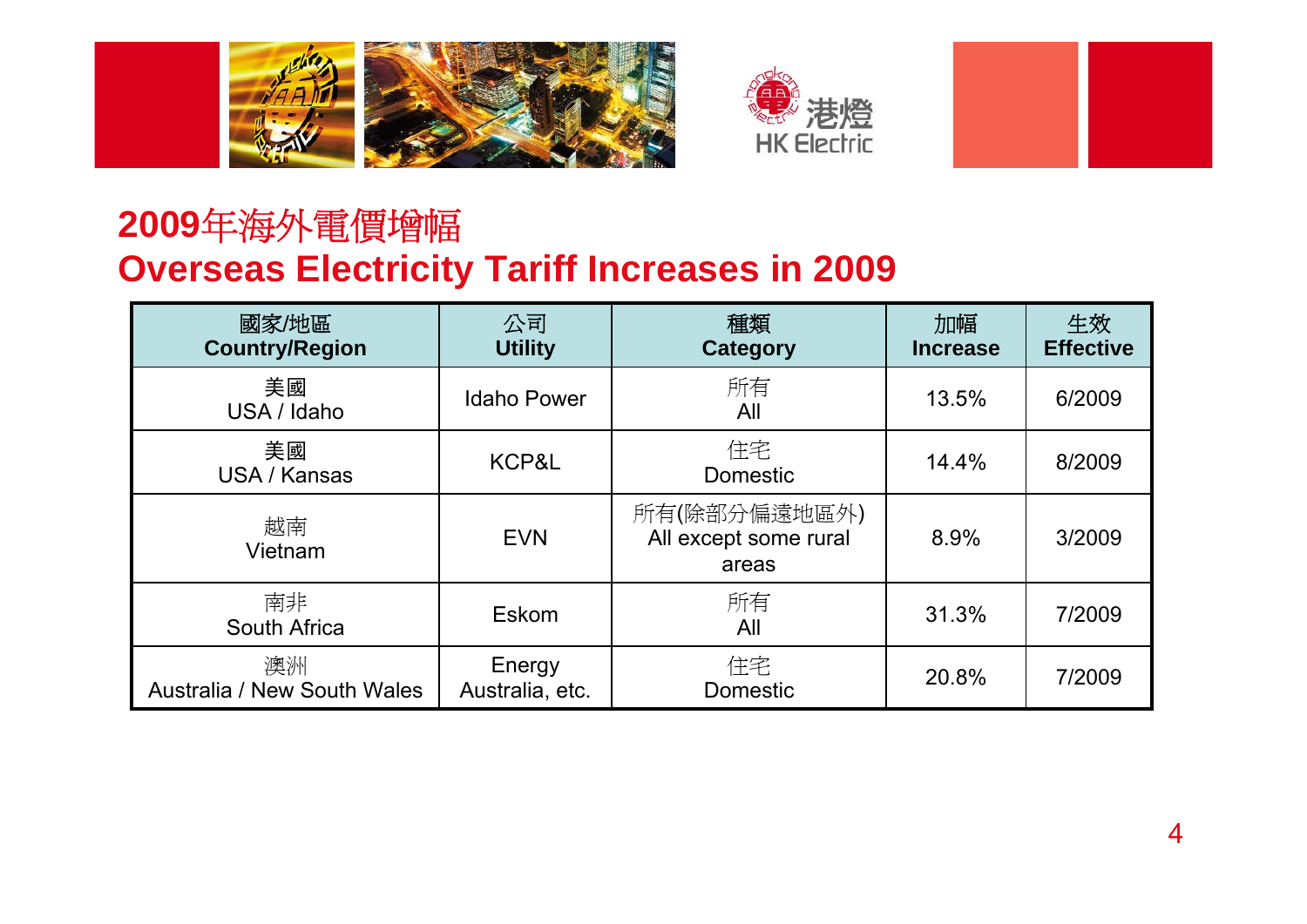# 2009年海外電價增幅
# Overseas Electricity Tariff Increases in 2009

| 國家/地區 **Country/Region** | 公司 **Utility** | 種類 **Category** | 加幅 **Increase** | 生效 **Effective** |
|---|---|---|---|---|
| 美國 USA / Idaho | Idaho Power | 所有 All | 13.5% | 6/2009 |
| 美國 USA / Kansas | KCP&L | 住宅 Domestic | 14.4% | 8/2009 |
| 越南 Vietnam | EVN | 所有(除部分偏遠地區外) All except some rural areas | 8.9% | 3/2009 |
| 南非 South Africa | Eskom | 所有 All | 31.3% | 7/2009 |
| 澳洲 Australia / New South Wales | Energy Australia, etc. | 住宅 Domestic | 20.8% | 7/2009 |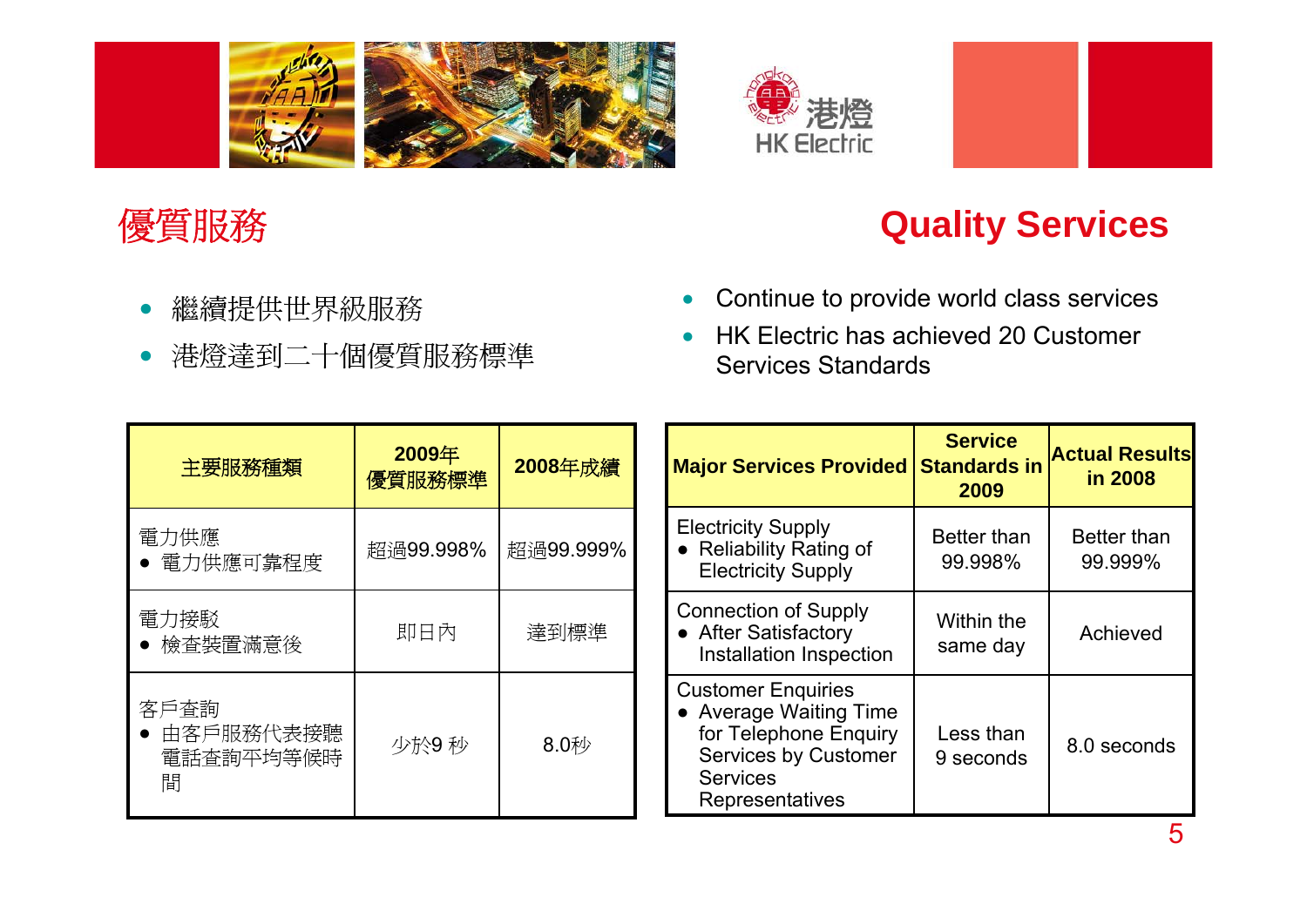# 優質服務

- 繼續提供世界級服務
- 港燈達到二十個優質服務標準

# Quality Services

- Continue to provide world class services
- HK Electric has achieved 20 Customer Services Standards

| 主要服務種類 | 2009年優質服務標準 | 2008年成績 |
|---|---|---|
| 電力供應<br>● 電力供應可靠程度 | 超過99.998% | 超過99.999% |
| 電力接駁<br>● 檢查裝置滿意後 | 即日內 | 達到標準 |
| 客戶查詢<br>● 由客戶服務代表接聽電話查詢平均等候時間 | 少於9 秒 | 8.0秒 |

| Major Services Provided | Service Standards in 2009 | Actual Results in 2008 |
|---|---|---|
| Electricity Supply<br>● Reliability Rating of Electricity Supply | Better than 99.998% | Better than 99.999% |
| Connection of Supply<br>● After Satisfactory Installation Inspection | Within the same day | Achieved |
| Customer Enquiries<br>● Average Waiting Time for Telephone Enquiry Services by Customer Services Representatives | Less than 9 seconds | 8.0 seconds |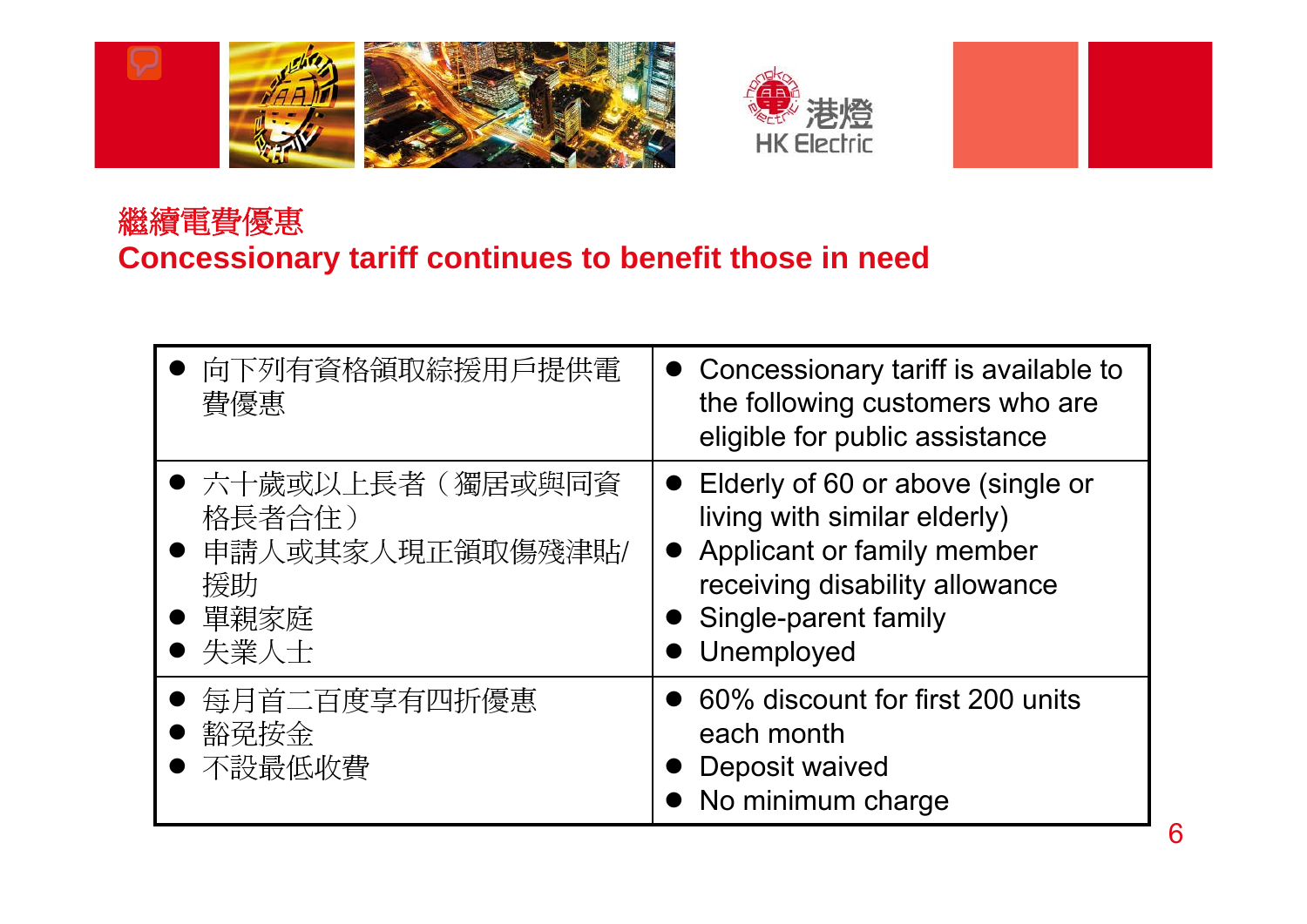# 繼續電費優惠
# Concessionary tariff continues to benefit those in need

| 中文 | English |
|---|---|
| ● 向下列有資格領取綜援用戶提供電費優惠 | ● Concessionary tariff is available to the following customers who are eligible for public assistance |
| ● 六十歲或以上長者（獨居或與同資格長者合住）<br>● 申請人或其家人現正領取傷殘津貼/援助<br>● 單親家庭<br>● 失業人士 | ● Elderly of 60 or above (single or living with similar elderly)<br>● Applicant or family member receiving disability allowance<br>● Single-parent family<br>● Unemployed |
| ● 每月首二百度享有四折優惠<br>● 豁免按金<br>● 不設最低收費 | ● 60% discount for first 200 units each month<br>● Deposit waived<br>● No minimum charge |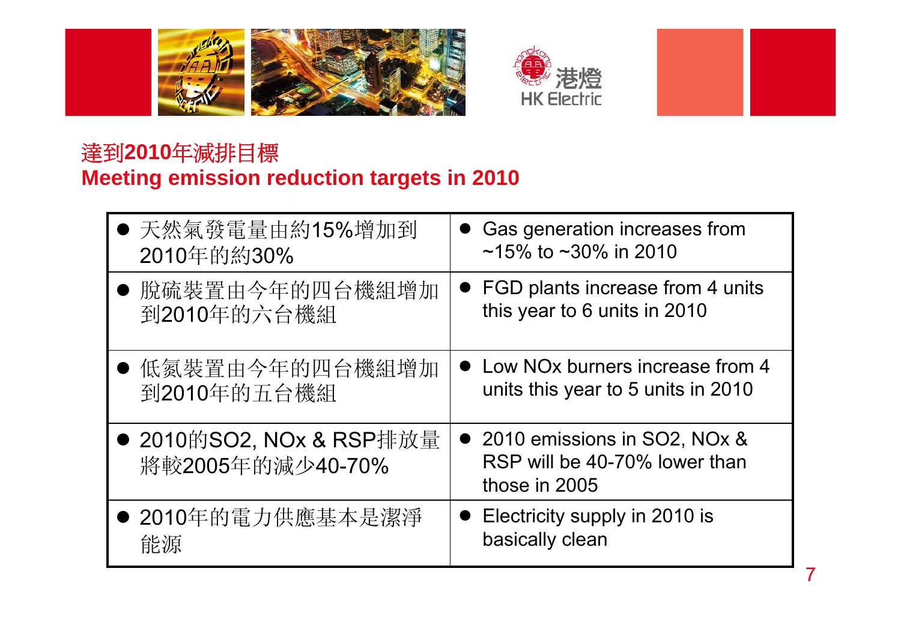## 達到2010年減排目標
## Meeting emission reduction targets in 2010

| | |
|---|---|
| ● 天然氣發電量由約15%增加到2010年的約30% | ● Gas generation increases from ~15% to ~30% in 2010 |
| ● 脫硫裝置由今年的四台機組增加到2010年的六台機組 | ● FGD plants increase from 4 units this year to 6 units in 2010 |
| ● 低氮裝置由今年的四台機組增加到2010年的五台機組 | ● Low NOx burners increase from 4 units this year to 5 units in 2010 |
| ● 2010的$SO_2$, NOx & RSP排放量將較2005年的減少40-70% | ● 2010 emissions in $SO_2$, NOx & RSP will be 40-70% lower than those in 2005 |
| ● 2010年的電力供應基本是潔淨能源 | ● Electricity supply in 2010 is basically clean |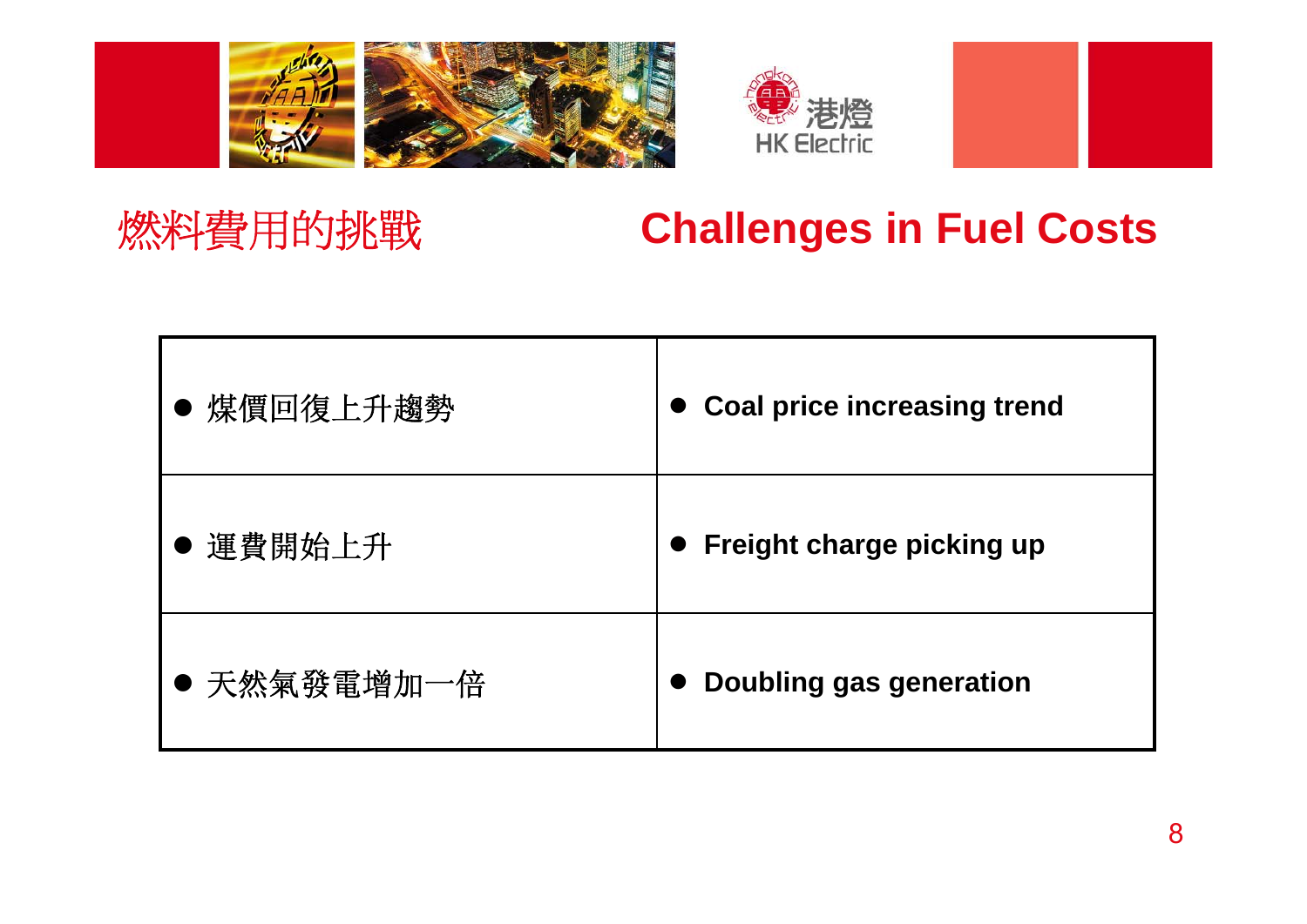# 燃料費用的挑戰 Challenges in Fuel Costs

| | |
|---|---|
| ● 煤價回復上升趨勢 | ● **Coal price increasing trend** |
| ● 運費開始上升 | ● **Freight charge picking up** |
| ● 天然氣發電增加一倍 | ● **Doubling gas generation** |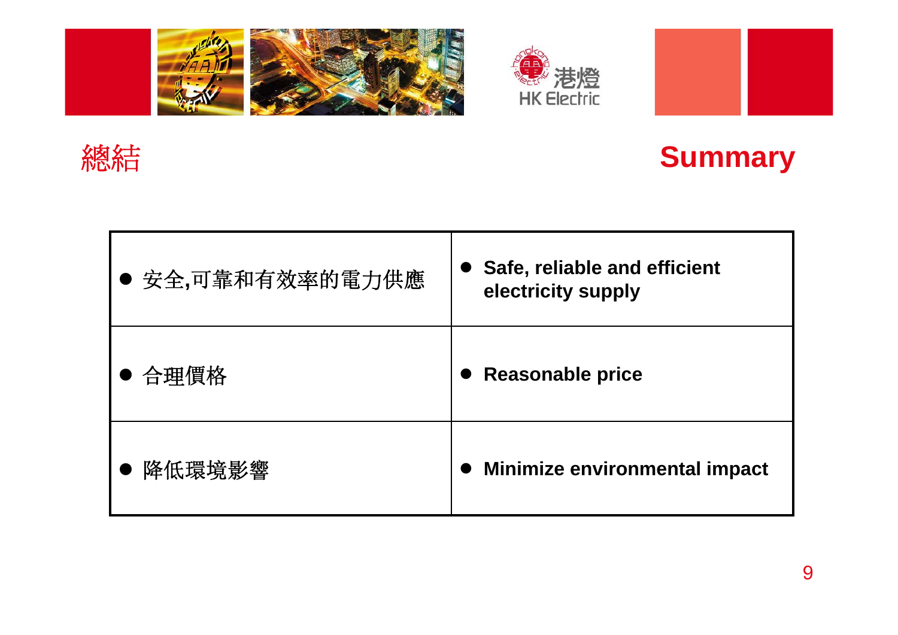# 總結 Summary

| | |
|---|---|
| ● 安全,可靠和有效率的電力供應 | ● **Safe, reliable and efficient electricity supply** |
| ● 合理價格 | ● **Reasonable price** |
| ● 降低環境影響 | ● **Minimize environmental impact** |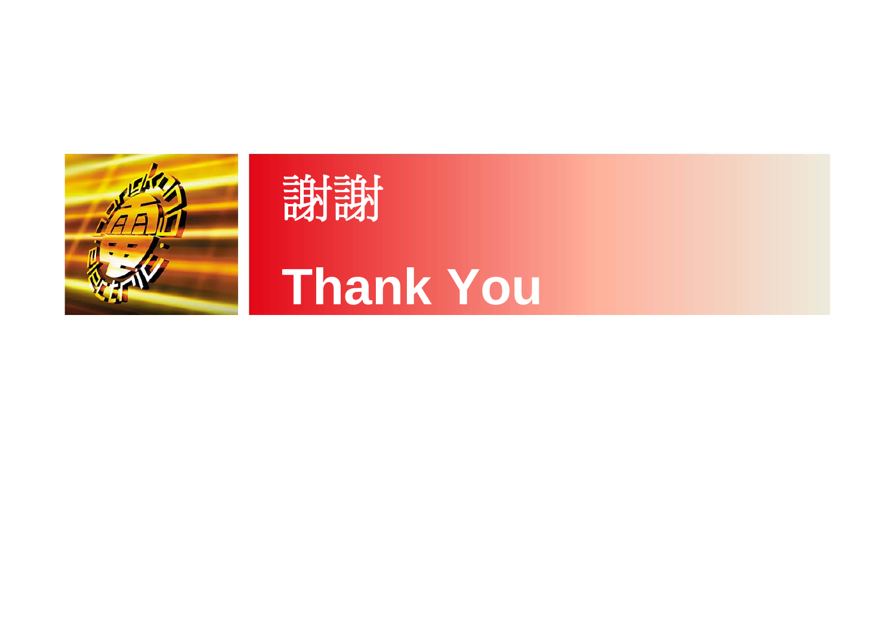# 謝謝

# Thank You